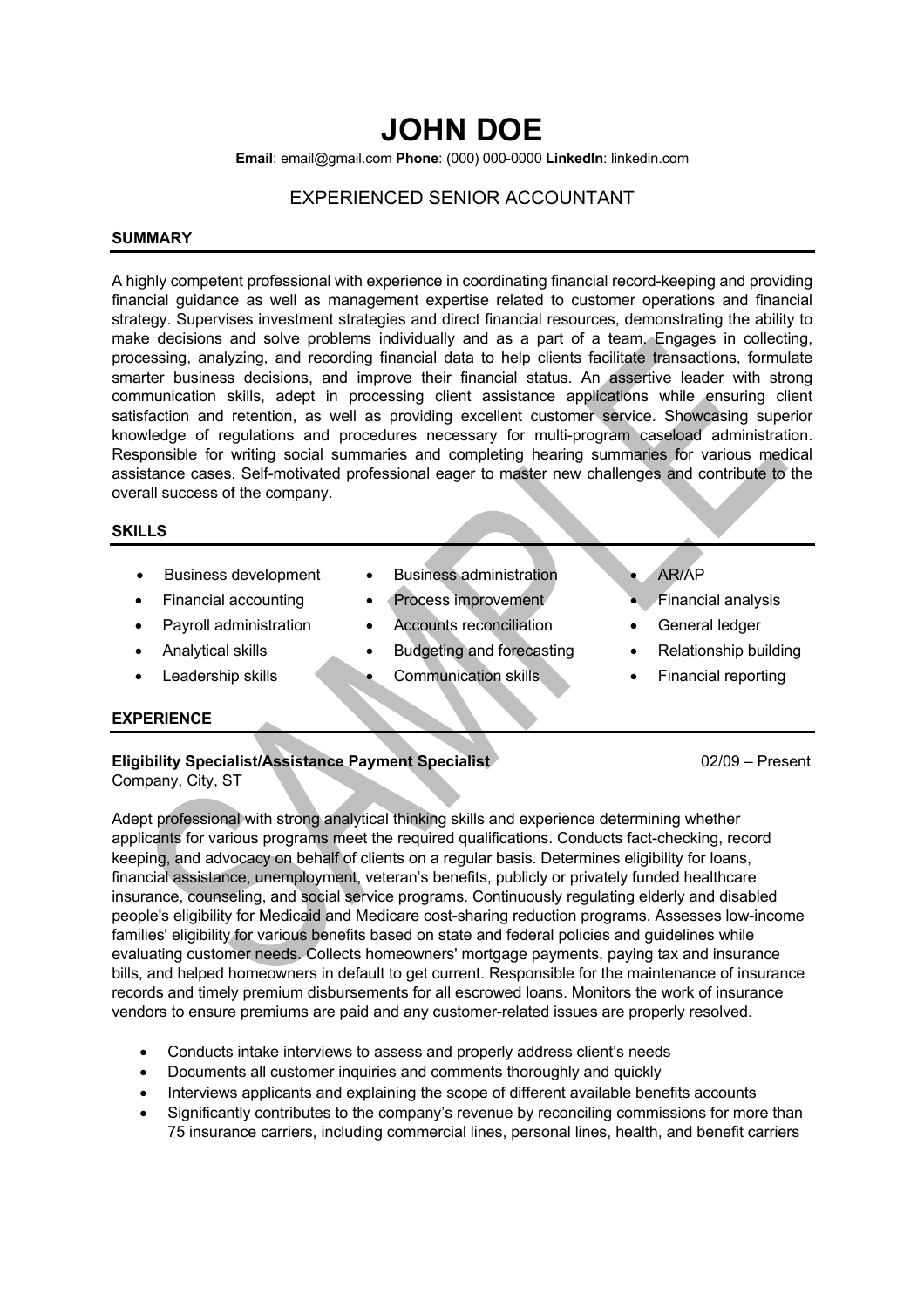# JOHN DOE

**Email**: email@gmail.com **Phone**: (000) 000-0000 **LinkedIn**: linkedin.com

## EXPERIENCED SENIOR ACCOUNTANT

### SUMMARY

A highly competent professional with experience in coordinating financial record-keeping and providing financial guidance as well as management expertise related to customer operations and financial strategy. Supervises investment strategies and direct financial resources, demonstrating the ability to make decisions and solve problems individually and as a part of a team. Engages in collecting, processing, analyzing, and recording financial data to help clients facilitate transactions, formulate smarter business decisions, and improve their financial status. An assertive leader with strong communication skills, adept in processing client assistance applications while ensuring client satisfaction and retention, as well as providing excellent customer service. Showcasing superior knowledge of regulations and procedures necessary for multi-program caseload administration. Responsible for writing social summaries and completing hearing summaries for various medical assistance cases. Self-motivated professional eager to master new challenges and contribute to the overall success of the company.

### SKILLS

- Business development
- Financial accounting
- Payroll administration
- Analytical skills
- Leadership skills
- Business administration
- Process improvement
- Accounts reconciliation
- Budgeting and forecasting
- Communication skills
- AR/AP
- Financial analysis
- General ledger
- Relationship building
- Financial reporting

### EXPERIENCE

**Eligibility Specialist/Assistance Payment Specialist** 02/09 – Present
Company, City, ST

Adept professional with strong analytical thinking skills and experience determining whether applicants for various programs meet the required qualifications. Conducts fact-checking, record keeping, and advocacy on behalf of clients on a regular basis. Determines eligibility for loans, financial assistance, unemployment, veteran's benefits, publicly or privately funded healthcare insurance, counseling, and social service programs. Continuously regulating elderly and disabled people's eligibility for Medicaid and Medicare cost-sharing reduction programs. Assesses low-income families' eligibility for various benefits based on state and federal policies and guidelines while evaluating customer needs. Collects homeowners' mortgage payments, paying tax and insurance bills, and helped homeowners in default to get current. Responsible for the maintenance of insurance records and timely premium disbursements for all escrowed loans. Monitors the work of insurance vendors to ensure premiums are paid and any customer-related issues are properly resolved.

- Conducts intake interviews to assess and properly address client's needs
- Documents all customer inquiries and comments thoroughly and quickly
- Interviews applicants and explaining the scope of different available benefits accounts
- Significantly contributes to the company's revenue by reconciling commissions for more than 75 insurance carriers, including commercial lines, personal lines, health, and benefit carriers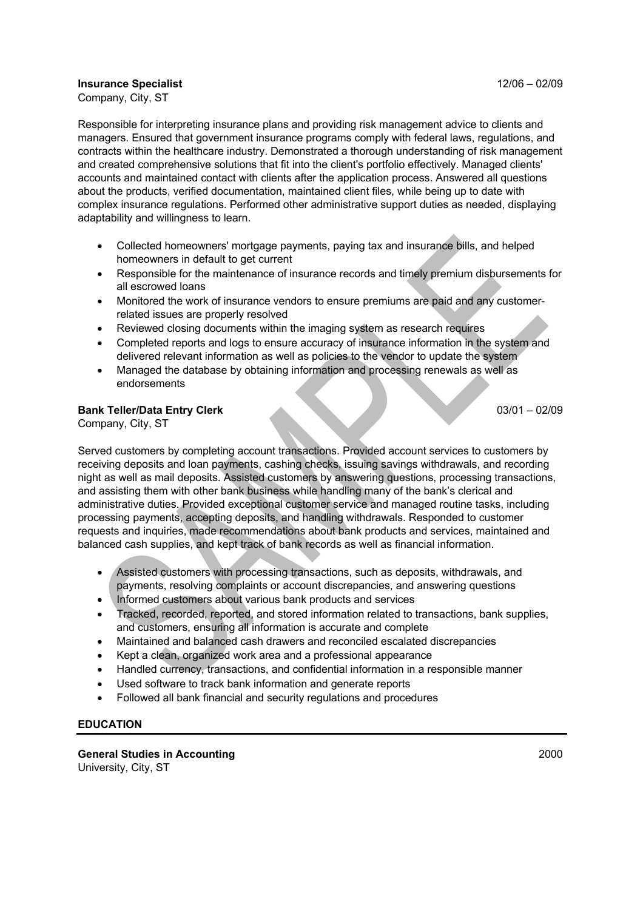**Insurance Specialist** 12/06 – 02/09
Company, City, ST

Responsible for interpreting insurance plans and providing risk management advice to clients and managers. Ensured that government insurance programs comply with federal laws, regulations, and contracts within the healthcare industry. Demonstrated a thorough understanding of risk management and created comprehensive solutions that fit into the client's portfolio effectively. Managed clients' accounts and maintained contact with clients after the application process. Answered all questions about the products, verified documentation, maintained client files, while being up to date with complex insurance regulations. Performed other administrative support duties as needed, displaying adaptability and willingness to learn.

- Collected homeowners' mortgage payments, paying tax and insurance bills, and helped homeowners in default to get current
- Responsible for the maintenance of insurance records and timely premium disbursements for all escrowed loans
- Monitored the work of insurance vendors to ensure premiums are paid and any customer-related issues are properly resolved
- Reviewed closing documents within the imaging system as research requires
- Completed reports and logs to ensure accuracy of insurance information in the system and delivered relevant information as well as policies to the vendor to update the system
- Managed the database by obtaining information and processing renewals as well as endorsements

**Bank Teller/Data Entry Clerk** 03/01 – 02/09
Company, City, ST

Served customers by completing account transactions. Provided account services to customers by receiving deposits and loan payments, cashing checks, issuing savings withdrawals, and recording night as well as mail deposits. Assisted customers by answering questions, processing transactions, and assisting them with other bank business while handling many of the bank's clerical and administrative duties. Provided exceptional customer service and managed routine tasks, including processing payments, accepting deposits, and handling withdrawals. Responded to customer requests and inquiries, made recommendations about bank products and services, maintained and balanced cash supplies, and kept track of bank records as well as financial information.

- Assisted customers with processing transactions, such as deposits, withdrawals, and payments, resolving complaints or account discrepancies, and answering questions
- Informed customers about various bank products and services
- Tracked, recorded, reported, and stored information related to transactions, bank supplies, and customers, ensuring all information is accurate and complete
- Maintained and balanced cash drawers and reconciled escalated discrepancies
- Kept a clean, organized work area and a professional appearance
- Handled currency, transactions, and confidential information in a responsible manner
- Used software to track bank information and generate reports
- Followed all bank financial and security regulations and procedures

## EDUCATION

**General Studies in Accounting** 2000
University, City, ST